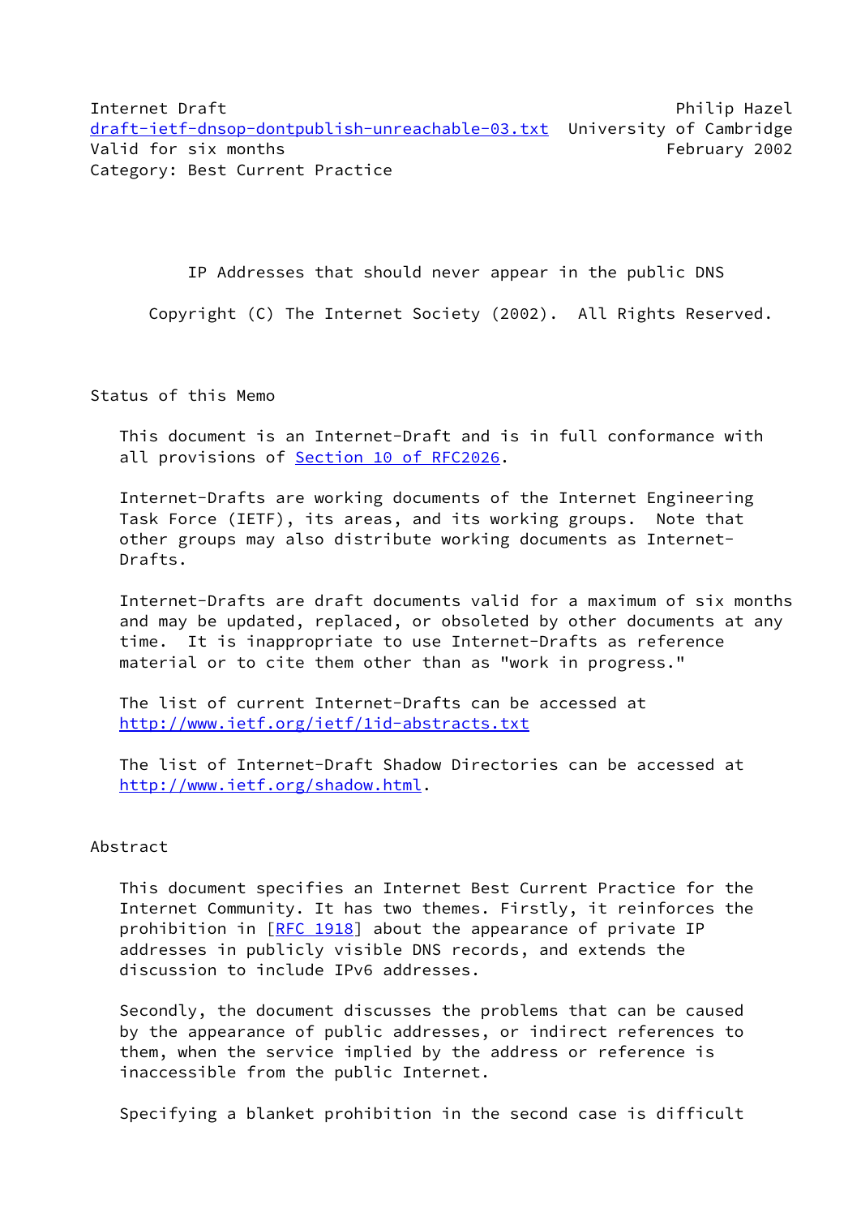Internet Draft                                              Philip Hazel
draft-ietf-dnsop-dontpublish-unreachable-03.txt  University of Cambridge
Valid for six months                                       February 2002
Category: Best Current Practice

# IP Addresses that should never appear in the public DNS

Copyright (C) The Internet Society (2002).  All Rights Reserved.

## Status of this Memo

This document is an Internet-Draft and is in full conformance with all provisions of Section 10 of RFC2026.

Internet-Drafts are working documents of the Internet Engineering Task Force (IETF), its areas, and its working groups.  Note that other groups may also distribute working documents as Internet-Drafts.

Internet-Drafts are draft documents valid for a maximum of six months and may be updated, replaced, or obsoleted by other documents at any time.  It is inappropriate to use Internet-Drafts as reference material or to cite them other than as "work in progress."

The list of current Internet-Drafts can be accessed at http://www.ietf.org/ietf/1id-abstracts.txt

The list of Internet-Draft Shadow Directories can be accessed at http://www.ietf.org/shadow.html.

## Abstract

This document specifies an Internet Best Current Practice for the Internet Community. It has two themes. Firstly, it reinforces the prohibition in [RFC 1918] about the appearance of private IP addresses in publicly visible DNS records, and extends the discussion to include IPv6 addresses.

Secondly, the document discusses the problems that can be caused by the appearance of public addresses, or indirect references to them, when the service implied by the address or reference is inaccessible from the public Internet.

Specifying a blanket prohibition in the second case is difficult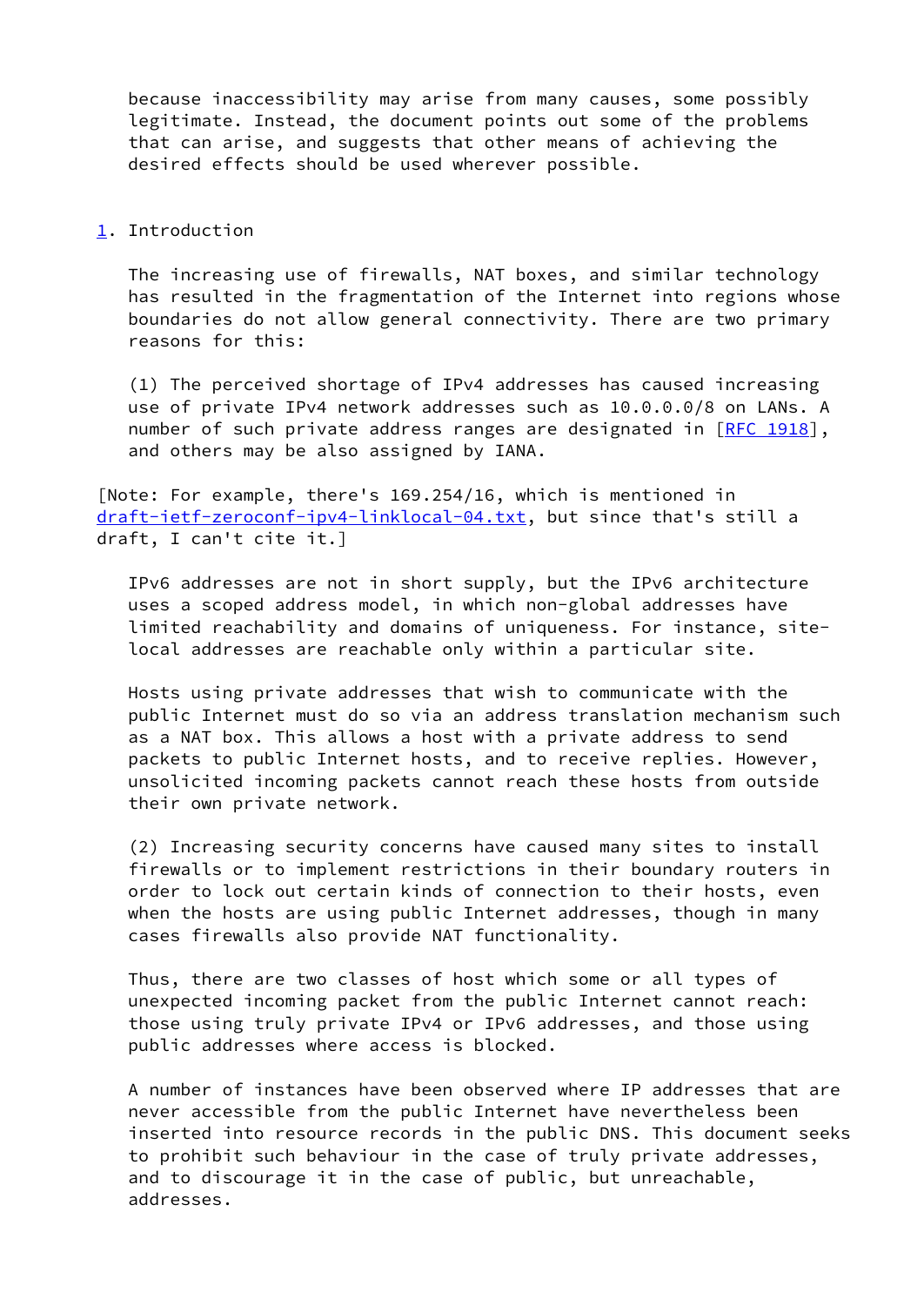because inaccessibility may arise from many causes, some possibly legitimate. Instead, the document points out some of the problems that can arise, and suggests that other means of achieving the desired effects should be used wherever possible.

## 1. Introduction

The increasing use of firewalls, NAT boxes, and similar technology has resulted in the fragmentation of the Internet into regions whose boundaries do not allow general connectivity. There are two primary reasons for this:

(1) The perceived shortage of IPv4 addresses has caused increasing use of private IPv4 network addresses such as 10.0.0.0/8 on LANs. A number of such private address ranges are designated in [RFC 1918], and others may be also assigned by IANA.

[Note: For example, there's 169.254/16, which is mentioned in draft-ietf-zeroconf-ipv4-linklocal-04.txt, but since that's still a draft, I can't cite it.]

IPv6 addresses are not in short supply, but the IPv6 architecture uses a scoped address model, in which non-global addresses have limited reachability and domains of uniqueness. For instance, site-local addresses are reachable only within a particular site.

Hosts using private addresses that wish to communicate with the public Internet must do so via an address translation mechanism such as a NAT box. This allows a host with a private address to send packets to public Internet hosts, and to receive replies. However, unsolicited incoming packets cannot reach these hosts from outside their own private network.

(2) Increasing security concerns have caused many sites to install firewalls or to implement restrictions in their boundary routers in order to lock out certain kinds of connection to their hosts, even when the hosts are using public Internet addresses, though in many cases firewalls also provide NAT functionality.

Thus, there are two classes of host which some or all types of unexpected incoming packet from the public Internet cannot reach: those using truly private IPv4 or IPv6 addresses, and those using public addresses where access is blocked.

A number of instances have been observed where IP addresses that are never accessible from the public Internet have nevertheless been inserted into resource records in the public DNS. This document seeks to prohibit such behaviour in the case of truly private addresses, and to discourage it in the case of public, but unreachable, addresses.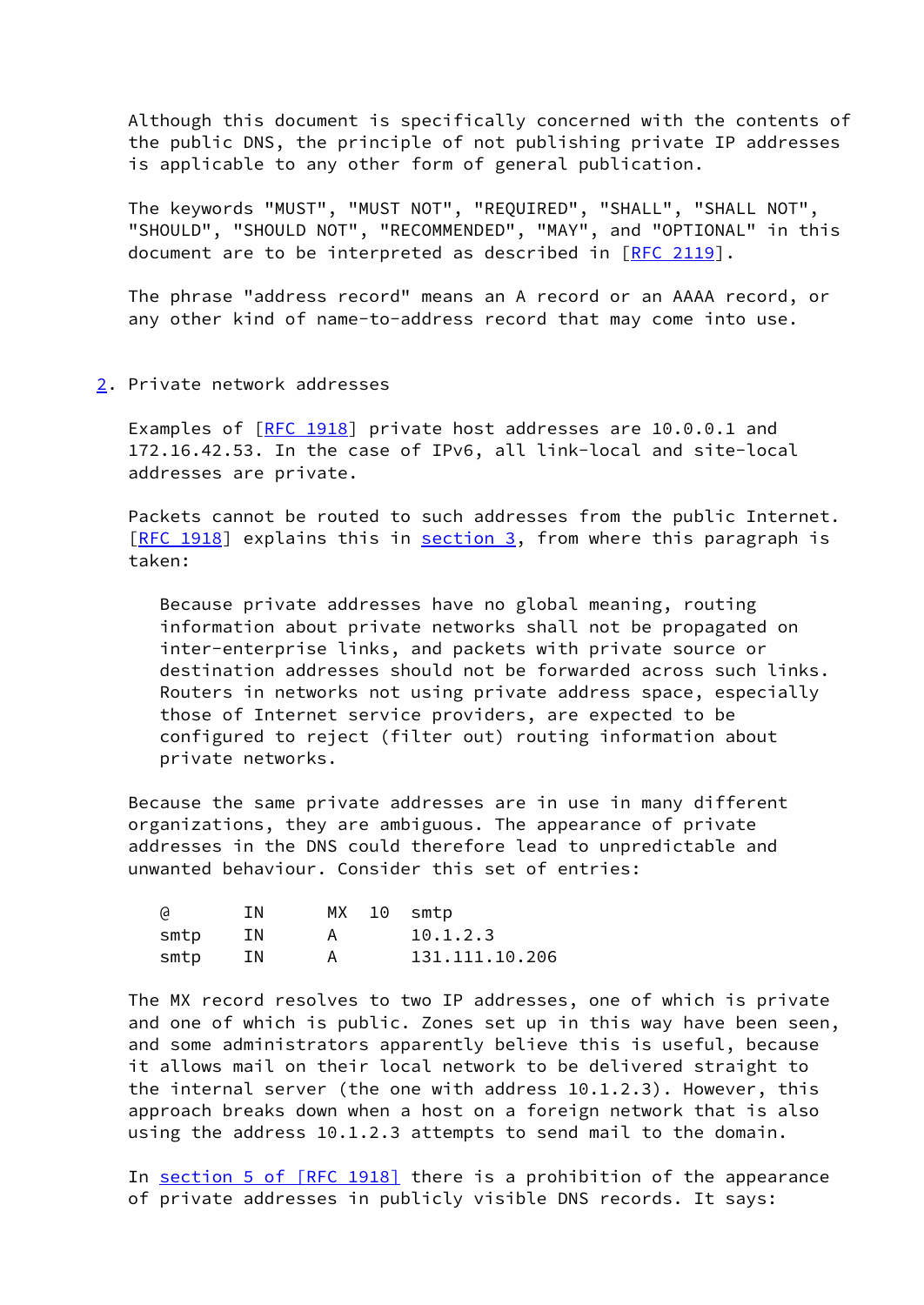Although this document is specifically concerned with the contents of the public DNS, the principle of not publishing private IP addresses is applicable to any other form of general publication.

The keywords "MUST", "MUST NOT", "REQUIRED", "SHALL", "SHALL NOT", "SHOULD", "SHOULD NOT", "RECOMMENDED", "MAY", and "OPTIONAL" in this document are to be interpreted as described in [RFC 2119].

The phrase "address record" means an A record or an AAAA record, or any other kind of name-to-address record that may come into use.

## 2. Private network addresses

Examples of [RFC 1918] private host addresses are 10.0.0.1 and 172.16.42.53. In the case of IPv6, all link-local and site-local addresses are private.

Packets cannot be routed to such addresses from the public Internet. [RFC 1918] explains this in section 3, from where this paragraph is taken:

> Because private addresses have no global meaning, routing information about private networks shall not be propagated on inter-enterprise links, and packets with private source or destination addresses should not be forwarded across such links. Routers in networks not using private address space, especially those of Internet service providers, are expected to be configured to reject (filter out) routing information about private networks.

Because the same private addresses are in use in many different organizations, they are ambiguous. The appearance of private addresses in the DNS could therefore lead to unpredictable and unwanted behaviour. Consider this set of entries:

```
@       IN      MX  10  smtp
smtp    IN      A       10.1.2.3
smtp    IN      A       131.111.10.206
```

The MX record resolves to two IP addresses, one of which is private and one of which is public. Zones set up in this way have been seen, and some administrators apparently believe this is useful, because it allows mail on their local network to be delivered straight to the internal server (the one with address 10.1.2.3). However, this approach breaks down when a host on a foreign network that is also using the address 10.1.2.3 attempts to send mail to the domain.

In section 5 of [RFC 1918] there is a prohibition of the appearance of private addresses in publicly visible DNS records. It says: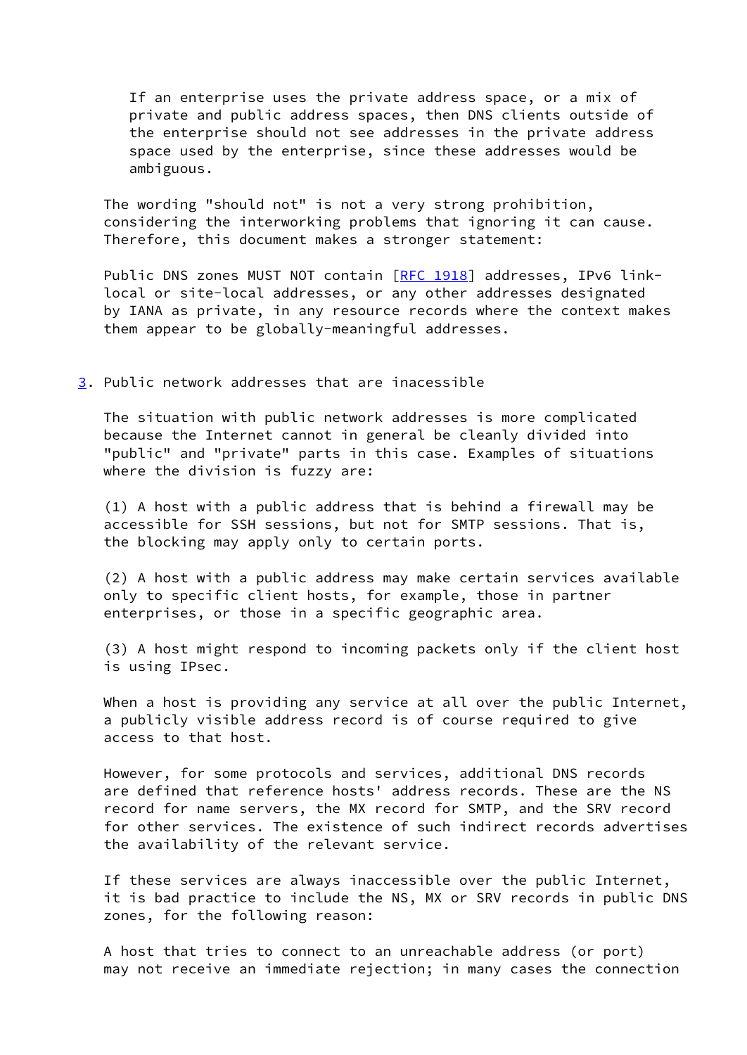> If an enterprise uses the private address space, or a mix of private and public address spaces, then DNS clients outside of the enterprise should not see addresses in the private address space used by the enterprise, since these addresses would be ambiguous.

The wording "should not" is not a very strong prohibition, considering the interworking problems that ignoring it can cause. Therefore, this document makes a stronger statement:

Public DNS zones MUST NOT contain [RFC 1918] addresses, IPv6 link-local or site-local addresses, or any other addresses designated by IANA as private, in any resource records where the context makes them appear to be globally-meaningful addresses.

## 3. Public network addresses that are inaccessible

The situation with public network addresses is more complicated because the Internet cannot in general be cleanly divided into "public" and "private" parts in this case. Examples of situations where the division is fuzzy are:

(1) A host with a public address that is behind a firewall may be accessible for SSH sessions, but not for SMTP sessions. That is, the blocking may apply only to certain ports.

(2) A host with a public address may make certain services available only to specific client hosts, for example, those in partner enterprises, or those in a specific geographic area.

(3) A host might respond to incoming packets only if the client host is using IPsec.

When a host is providing any service at all over the public Internet, a publicly visible address record is of course required to give access to that host.

However, for some protocols and services, additional DNS records are defined that reference hosts' address records. These are the NS record for name servers, the MX record for SMTP, and the SRV record for other services. The existence of such indirect records advertises the availability of the relevant service.

If these services are always inaccessible over the public Internet, it is bad practice to include the NS, MX or SRV records in public DNS zones, for the following reason:

A host that tries to connect to an unreachable address (or port) may not receive an immediate rejection; in many cases the connection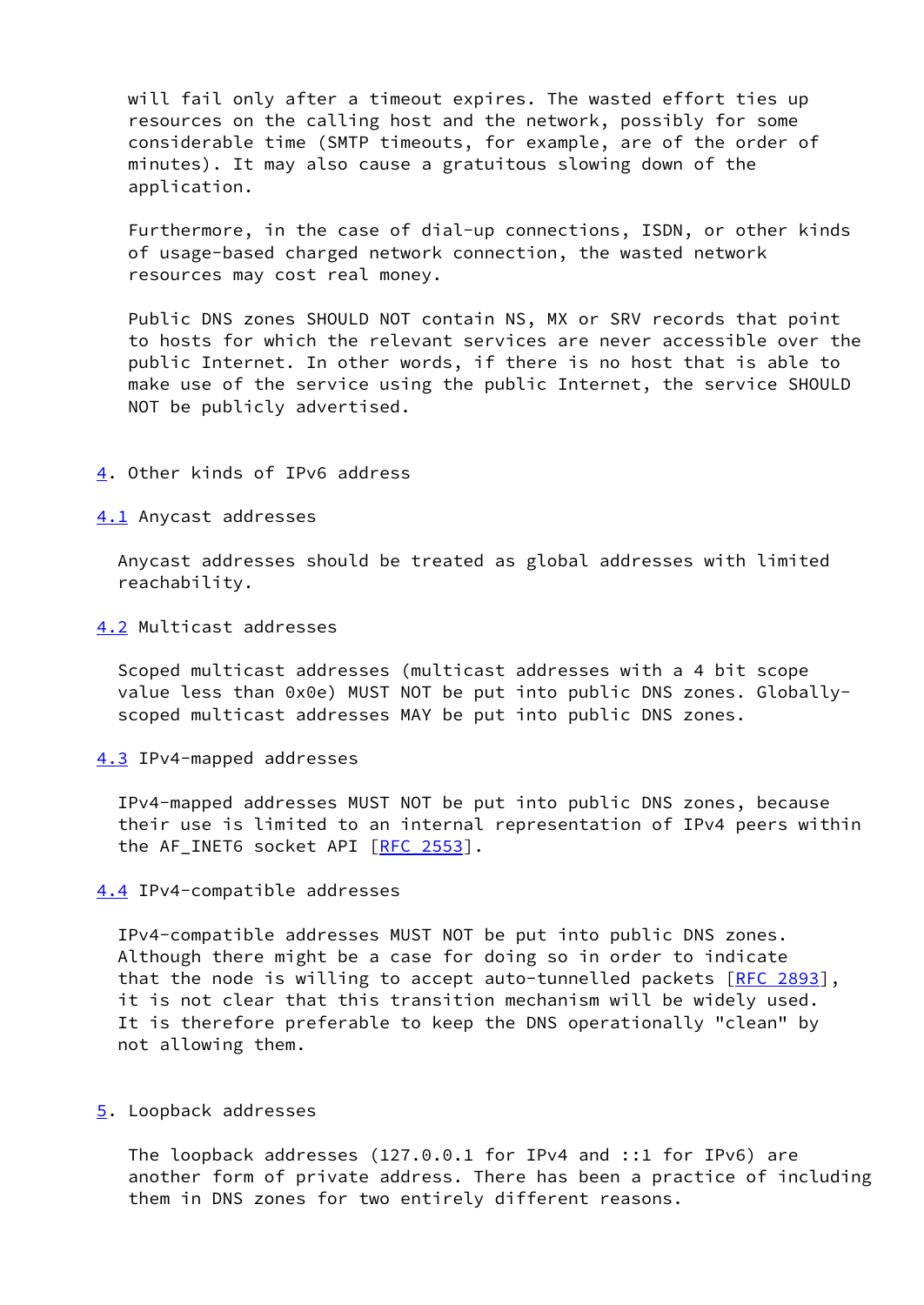will fail only after a timeout expires. The wasted effort ties up resources on the calling host and the network, possibly for some considerable time (SMTP timeouts, for example, are of the order of minutes). It may also cause a gratuitous slowing down of the application.

Furthermore, in the case of dial-up connections, ISDN, or other kinds of usage-based charged network connection, the wasted network resources may cost real money.

Public DNS zones SHOULD NOT contain NS, MX or SRV records that point to hosts for which the relevant services are never accessible over the public Internet. In other words, if there is no host that is able to make use of the service using the public Internet, the service SHOULD NOT be publicly advertised.

## 4. Other kinds of IPv6 address

### 4.1 Anycast addresses

Anycast addresses should be treated as global addresses with limited reachability.

### 4.2 Multicast addresses

Scoped multicast addresses (multicast addresses with a 4 bit scope value less than 0x0e) MUST NOT be put into public DNS zones. Globally-scoped multicast addresses MAY be put into public DNS zones.

### 4.3 IPv4-mapped addresses

IPv4-mapped addresses MUST NOT be put into public DNS zones, because their use is limited to an internal representation of IPv4 peers within the AF_INET6 socket API [RFC 2553].

### 4.4 IPv4-compatible addresses

IPv4-compatible addresses MUST NOT be put into public DNS zones. Although there might be a case for doing so in order to indicate that the node is willing to accept auto-tunnelled packets [RFC 2893], it is not clear that this transition mechanism will be widely used. It is therefore preferable to keep the DNS operationally "clean" by not allowing them.

## 5. Loopback addresses

The loopback addresses (127.0.0.1 for IPv4 and ::1 for IPv6) are another form of private address. There has been a practice of including them in DNS zones for two entirely different reasons.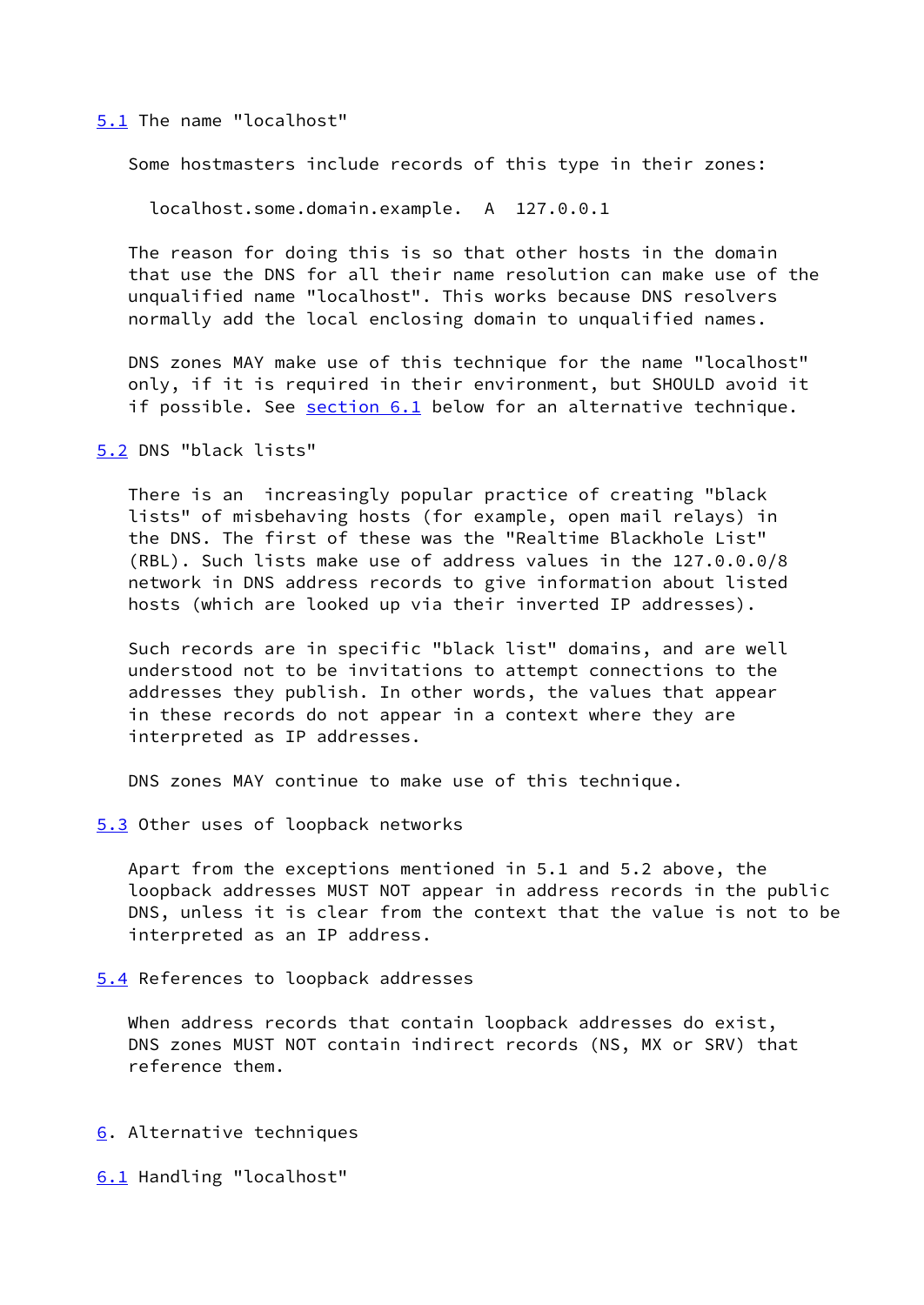### 5.1 The name "localhost"

Some hostmasters include records of this type in their zones:

```
localhost.some.domain.example.  A  127.0.0.1
```

The reason for doing this is so that other hosts in the domain that use the DNS for all their name resolution can make use of the unqualified name "localhost". This works because DNS resolvers normally add the local enclosing domain to unqualified names.

DNS zones MAY make use of this technique for the name "localhost" only, if it is required in their environment, but SHOULD avoid it if possible. See section 6.1 below for an alternative technique.

### 5.2 DNS "black lists"

There is an increasingly popular practice of creating "black lists" of misbehaving hosts (for example, open mail relays) in the DNS. The first of these was the "Realtime Blackhole List" (RBL). Such lists make use of address values in the 127.0.0.0/8 network in DNS address records to give information about listed hosts (which are looked up via their inverted IP addresses).

Such records are in specific "black list" domains, and are well understood not to be invitations to attempt connections to the addresses they publish. In other words, the values that appear in these records do not appear in a context where they are interpreted as IP addresses.

DNS zones MAY continue to make use of this technique.

### 5.3 Other uses of loopback networks

Apart from the exceptions mentioned in 5.1 and 5.2 above, the loopback addresses MUST NOT appear in address records in the public DNS, unless it is clear from the context that the value is not to be interpreted as an IP address.

### 5.4 References to loopback addresses

When address records that contain loopback addresses do exist, DNS zones MUST NOT contain indirect records (NS, MX or SRV) that reference them.

## 6. Alternative techniques

### 6.1 Handling "localhost"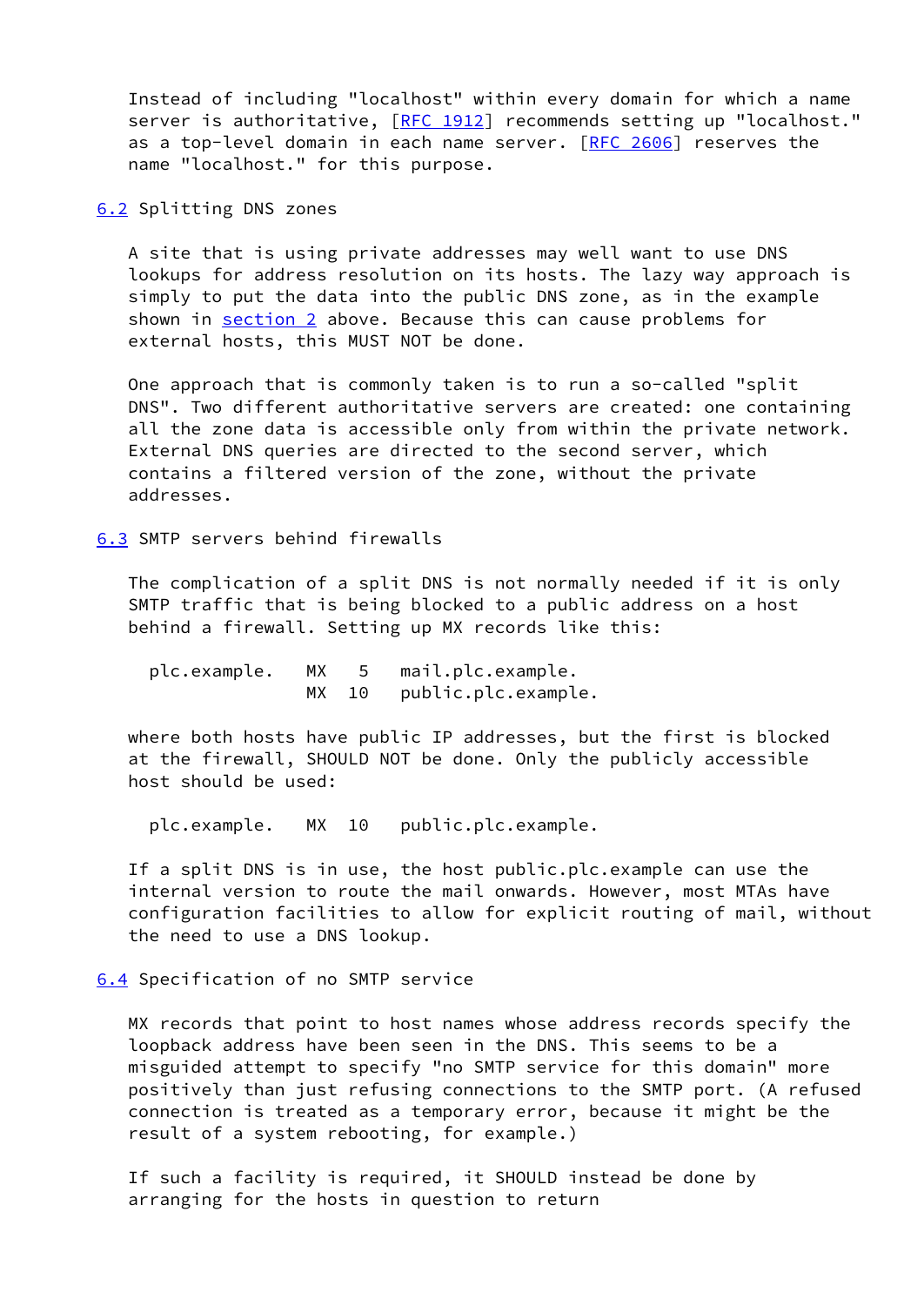Instead of including "localhost" within every domain for which a name server is authoritative, [RFC 1912] recommends setting up "localhost." as a top-level domain in each name server. [RFC 2606] reserves the name "localhost." for this purpose.

## 6.2 Splitting DNS zones

A site that is using private addresses may well want to use DNS lookups for address resolution on its hosts. The lazy way approach is simply to put the data into the public DNS zone, as in the example shown in section 2 above. Because this can cause problems for external hosts, this MUST NOT be done.

One approach that is commonly taken is to run a so-called "split DNS". Two different authoritative servers are created: one containing all the zone data is accessible only from within the private network. External DNS queries are directed to the second server, which contains a filtered version of the zone, without the private addresses.

## 6.3 SMTP servers behind firewalls

The complication of a split DNS is not normally needed if it is only SMTP traffic that is being blocked to a public address on a host behind a firewall. Setting up MX records like this:

```
plc.example.   MX   5   mail.plc.example.
               MX  10   public.plc.example.
```

where both hosts have public IP addresses, but the first is blocked at the firewall, SHOULD NOT be done. Only the publicly accessible host should be used:

```
plc.example.   MX  10   public.plc.example.
```

If a split DNS is in use, the host public.plc.example can use the internal version to route the mail onwards. However, most MTAs have configuration facilities to allow for explicit routing of mail, without the need to use a DNS lookup.

## 6.4 Specification of no SMTP service

MX records that point to host names whose address records specify the loopback address have been seen in the DNS. This seems to be a misguided attempt to specify "no SMTP service for this domain" more positively than just refusing connections to the SMTP port. (A refused connection is treated as a temporary error, because it might be the result of a system rebooting, for example.)

If such a facility is required, it SHOULD instead be done by arranging for the hosts in question to return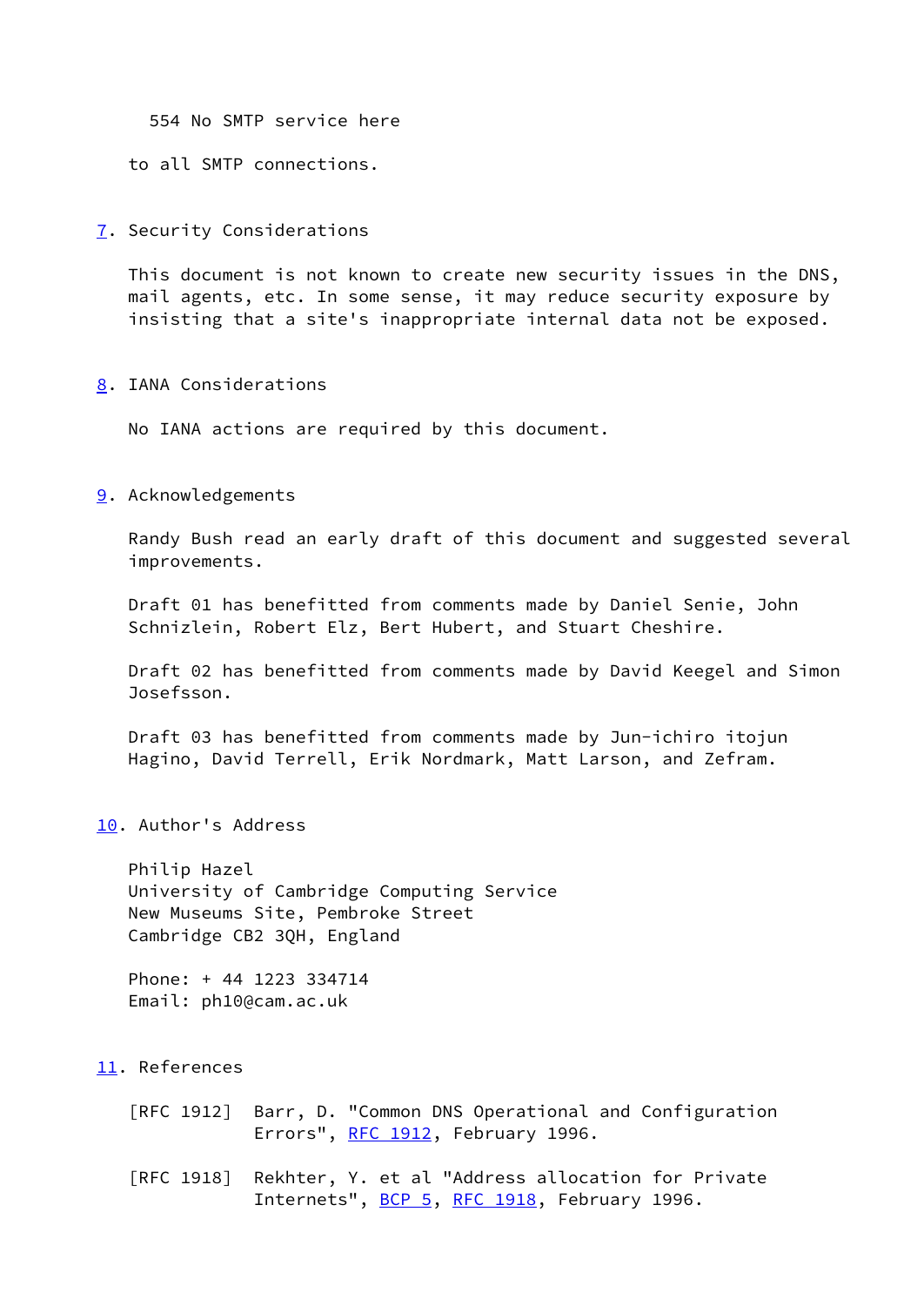```
554 No SMTP service here
```

to all SMTP connections.

## 7. Security Considerations

This document is not known to create new security issues in the DNS, mail agents, etc. In some sense, it may reduce security exposure by insisting that a site's inappropriate internal data not be exposed.

## 8. IANA Considerations

No IANA actions are required by this document.

## 9. Acknowledgements

Randy Bush read an early draft of this document and suggested several improvements.

Draft 01 has benefitted from comments made by Daniel Senie, John Schnizlein, Robert Elz, Bert Hubert, and Stuart Cheshire.

Draft 02 has benefitted from comments made by David Keegel and Simon Josefsson.

Draft 03 has benefitted from comments made by Jun-ichiro itojun Hagino, David Terrell, Erik Nordmark, Matt Larson, and Zefram.

## 10. Author's Address

Philip Hazel
University of Cambridge Computing Service
New Museums Site, Pembroke Street
Cambridge CB2 3QH, England

Phone: + 44 1223 334714
Email: ph10@cam.ac.uk

## 11. References

[RFC 1912] Barr, D. "Common DNS Operational and Configuration Errors", RFC 1912, February 1996.

[RFC 1918] Rekhter, Y. et al "Address allocation for Private Internets", BCP 5, RFC 1918, February 1996.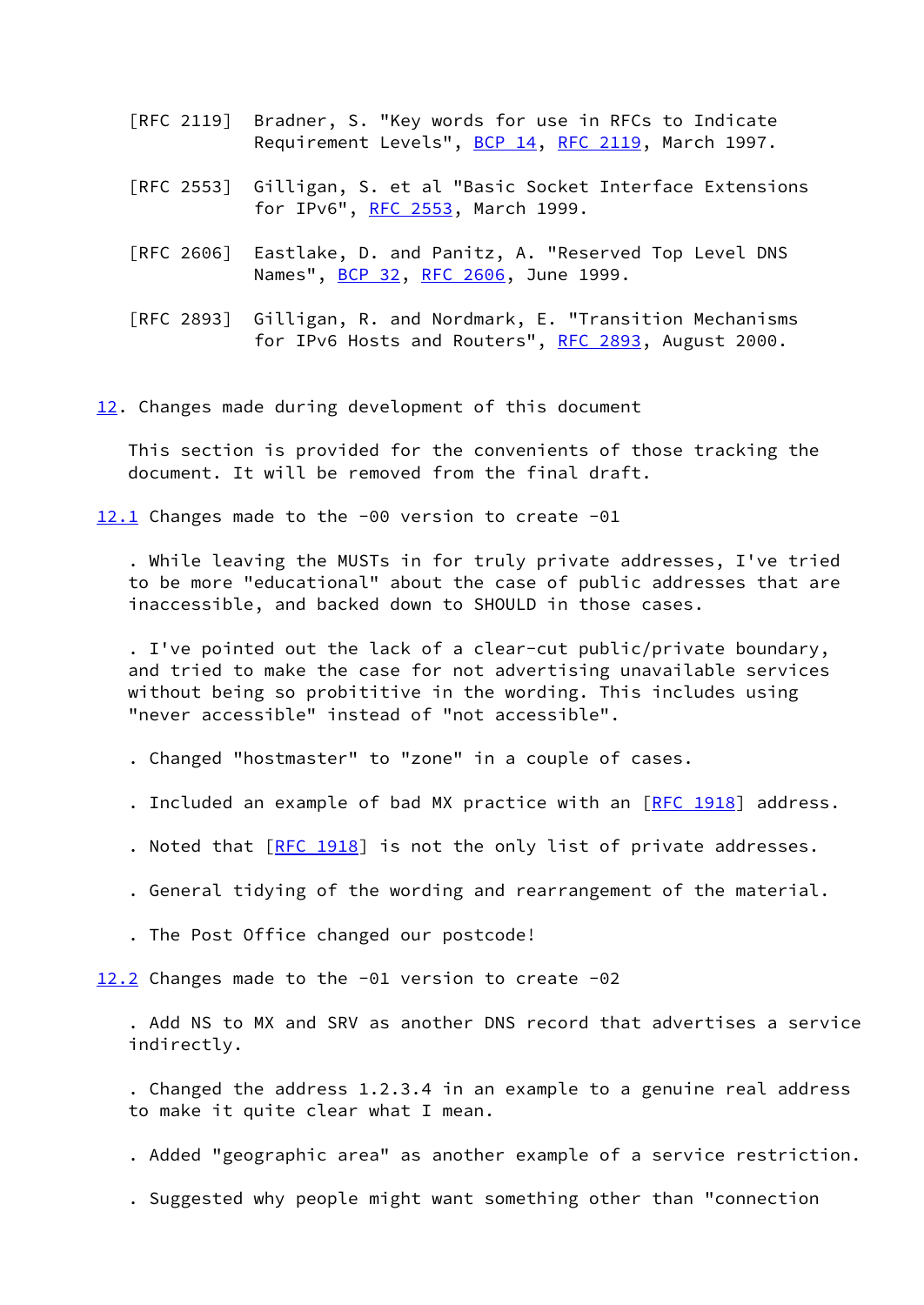[RFC 2119] Bradner, S. "Key words for use in RFCs to Indicate Requirement Levels", BCP 14, RFC 2119, March 1997.

[RFC 2553] Gilligan, S. et al "Basic Socket Interface Extensions for IPv6", RFC 2553, March 1999.

[RFC 2606] Eastlake, D. and Panitz, A. "Reserved Top Level DNS Names", BCP 32, RFC 2606, June 1999.

[RFC 2893] Gilligan, R. and Nordmark, E. "Transition Mechanisms for IPv6 Hosts and Routers", RFC 2893, August 2000.

## 12. Changes made during development of this document

This section is provided for the convenients of those tracking the document. It will be removed from the final draft.

### 12.1 Changes made to the -00 version to create -01

. While leaving the MUSTs in for truly private addresses, I've tried to be more "educational" about the case of public addresses that are inaccessible, and backed down to SHOULD in those cases.

. I've pointed out the lack of a clear-cut public/private boundary, and tried to make the case for not advertising unavailable services without being so probititive in the wording. This includes using "never accessible" instead of "not accessible".

. Changed "hostmaster" to "zone" in a couple of cases.

. Included an example of bad MX practice with an [RFC 1918] address.

. Noted that [RFC 1918] is not the only list of private addresses.

. General tidying of the wording and rearrangement of the material.

. The Post Office changed our postcode!

### 12.2 Changes made to the -01 version to create -02

. Add NS to MX and SRV as another DNS record that advertises a service indirectly.

. Changed the address 1.2.3.4 in an example to a genuine real address to make it quite clear what I mean.

. Added "geographic area" as another example of a service restriction.

. Suggested why people might want something other than "connection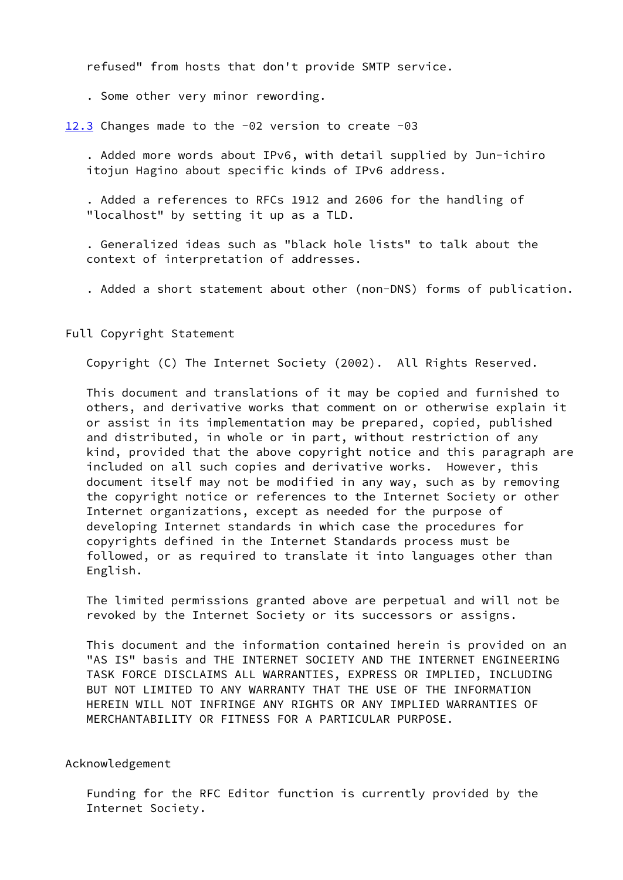refused" from hosts that don't provide SMTP service.

. Some other very minor rewording.

### 12.3 Changes made to the -02 version to create -03

. Added more words about IPv6, with detail supplied by Jun-ichiro itojun Hagino about specific kinds of IPv6 address.

. Added a references to RFCs 1912 and 2606 for the handling of "localhost" by setting it up as a TLD.

. Generalized ideas such as "black hole lists" to talk about the context of interpretation of addresses.

. Added a short statement about other (non-DNS) forms of publication.

## Full Copyright Statement

Copyright (C) The Internet Society (2002). All Rights Reserved.

This document and translations of it may be copied and furnished to others, and derivative works that comment on or otherwise explain it or assist in its implementation may be prepared, copied, published and distributed, in whole or in part, without restriction of any kind, provided that the above copyright notice and this paragraph are included on all such copies and derivative works. However, this document itself may not be modified in any way, such as by removing the copyright notice or references to the Internet Society or other Internet organizations, except as needed for the purpose of developing Internet standards in which case the procedures for copyrights defined in the Internet Standards process must be followed, or as required to translate it into languages other than English.

The limited permissions granted above are perpetual and will not be revoked by the Internet Society or its successors or assigns.

This document and the information contained herein is provided on an "AS IS" basis and THE INTERNET SOCIETY AND THE INTERNET ENGINEERING TASK FORCE DISCLAIMS ALL WARRANTIES, EXPRESS OR IMPLIED, INCLUDING BUT NOT LIMITED TO ANY WARRANTY THAT THE USE OF THE INFORMATION HEREIN WILL NOT INFRINGE ANY RIGHTS OR ANY IMPLIED WARRANTIES OF MERCHANTABILITY OR FITNESS FOR A PARTICULAR PURPOSE.

## Acknowledgement

Funding for the RFC Editor function is currently provided by the Internet Society.